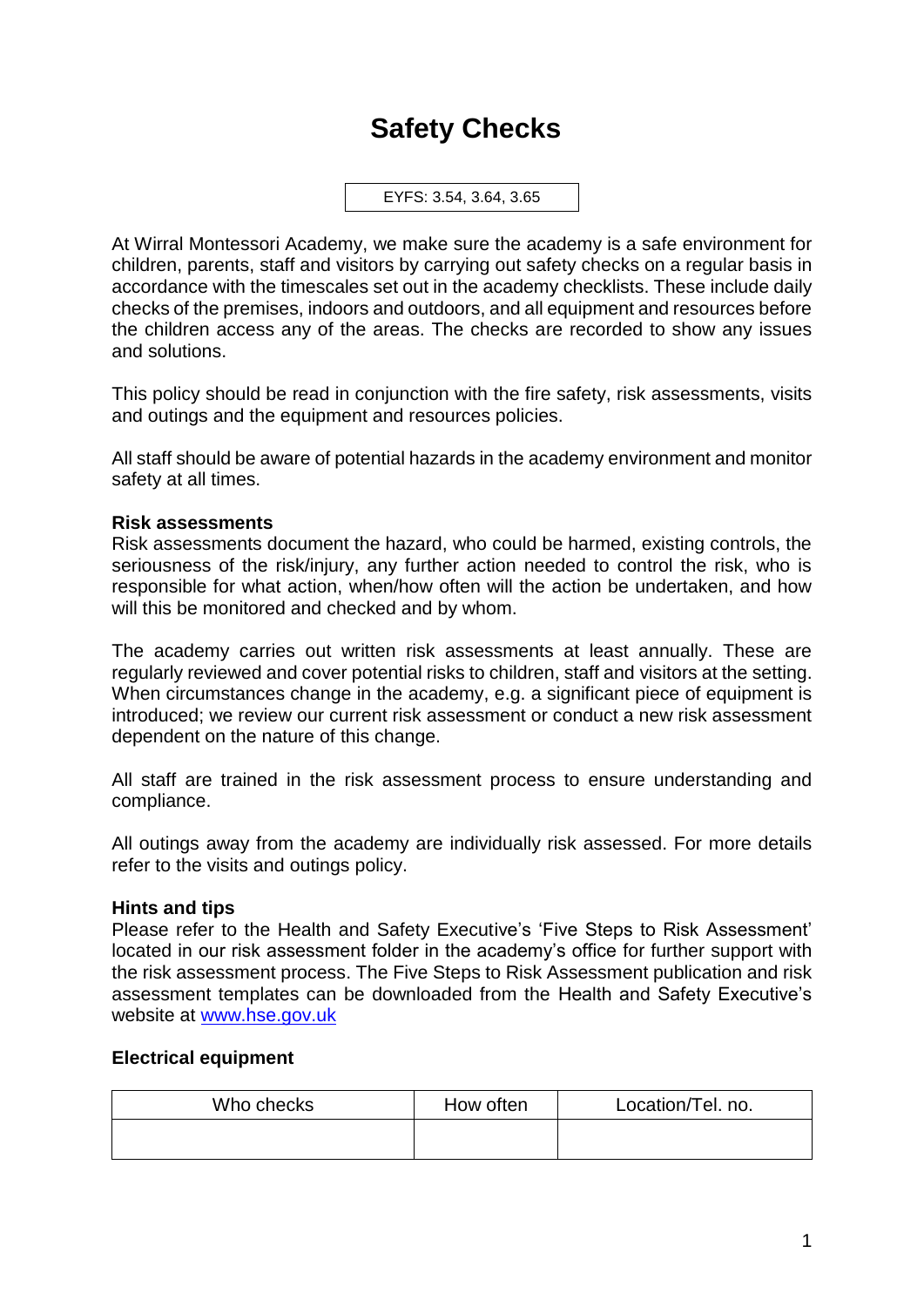# Safety Checks

EYFS: 3.54, 3.64, 3.65

At Wirral Montessori Academy, we make sure the academy is a safe environment for children, parents, staff and visitors by carrying out safety checks on a regular basis in accordance with the timescales set out in the academy checklists. These include daily checks of the premises, indoors and outdoors, and all equipment and resources before the children access any of the areas. The checks are recorded to show any issues and solutions.

This policy should be read in conjunction with the fire safety, risk assessments, visits and outings and the equipment and resources policies.

All staff should be aware of potential hazards in the academy environment and monitor safety at all times.

**Risk assessments**

Risk assessments document the hazard, who could be harmed, existing controls, the seriousness of the risk/injury, any further action needed to control the risk, who is responsible for what action, when/how often will the action be undertaken, and how will this be monitored and checked and by whom.

The academy carries out written risk assessments at least annually. These are regularly reviewed and cover potential risks to children, staff and visitors at the setting. When circumstances change in the academy, e.g. a significant piece of equipment is introduced; we review our current risk assessment or conduct a new risk assessment dependent on the nature of this change.

All staff are trained in the risk assessment process to ensure understanding and compliance.

All outings away from the academy are individually risk assessed. For more details refer to the visits and outings policy.

**Hints and tips**

Please refer to the Health and Safety Executive's 'Five Steps to Risk Assessment' located in our risk assessment folder in the academy's office for further support with the risk assessment process. The Five Steps to Risk Assessment publication and risk assessment templates can be downloaded from the Health and Safety Executive's website at www.hse.gov.uk

**Electrical equipment**

| Who checks | How often | Location/Tel. no. |
| --- | --- | --- |
| | | |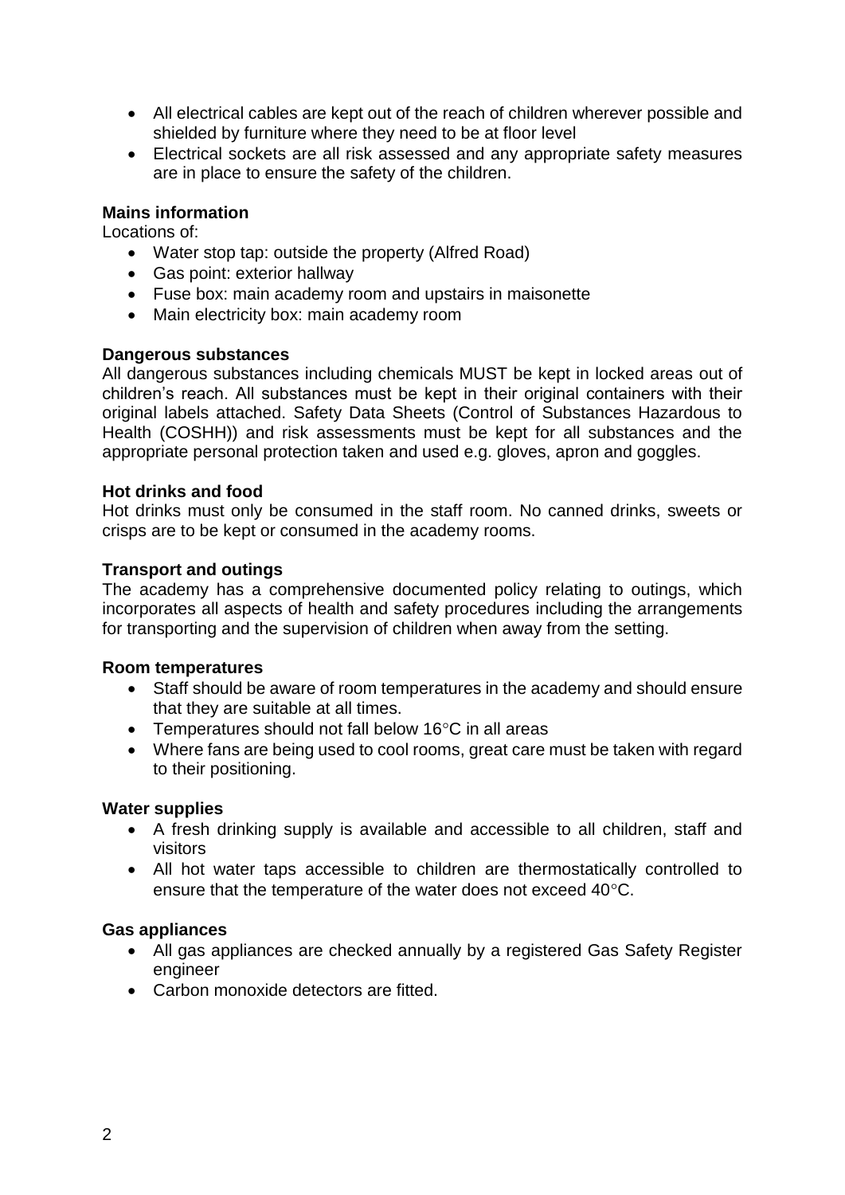- All electrical cables are kept out of the reach of children wherever possible and shielded by furniture where they need to be at floor level
- Electrical sockets are all risk assessed and any appropriate safety measures are in place to ensure the safety of the children.

**Mains information**

Locations of:

- Water stop tap: outside the property (Alfred Road)
- Gas point: exterior hallway
- Fuse box: main academy room and upstairs in maisonette
- Main electricity box: main academy room

**Dangerous substances**

All dangerous substances including chemicals MUST be kept in locked areas out of children's reach. All substances must be kept in their original containers with their original labels attached. Safety Data Sheets (Control of Substances Hazardous to Health (COSHH)) and risk assessments must be kept for all substances and the appropriate personal protection taken and used e.g. gloves, apron and goggles.

**Hot drinks and food**

Hot drinks must only be consumed in the staff room. No canned drinks, sweets or crisps are to be kept or consumed in the academy rooms.

**Transport and outings**

The academy has a comprehensive documented policy relating to outings, which incorporates all aspects of health and safety procedures including the arrangements for transporting and the supervision of children when away from the setting.

**Room temperatures**

- Staff should be aware of room temperatures in the academy and should ensure that they are suitable at all times.
- Temperatures should not fall below 16°C in all areas
- Where fans are being used to cool rooms, great care must be taken with regard to their positioning.

**Water supplies**

- A fresh drinking supply is available and accessible to all children, staff and visitors
- All hot water taps accessible to children are thermostatically controlled to ensure that the temperature of the water does not exceed 40°C.

**Gas appliances**

- All gas appliances are checked annually by a registered Gas Safety Register engineer
- Carbon monoxide detectors are fitted.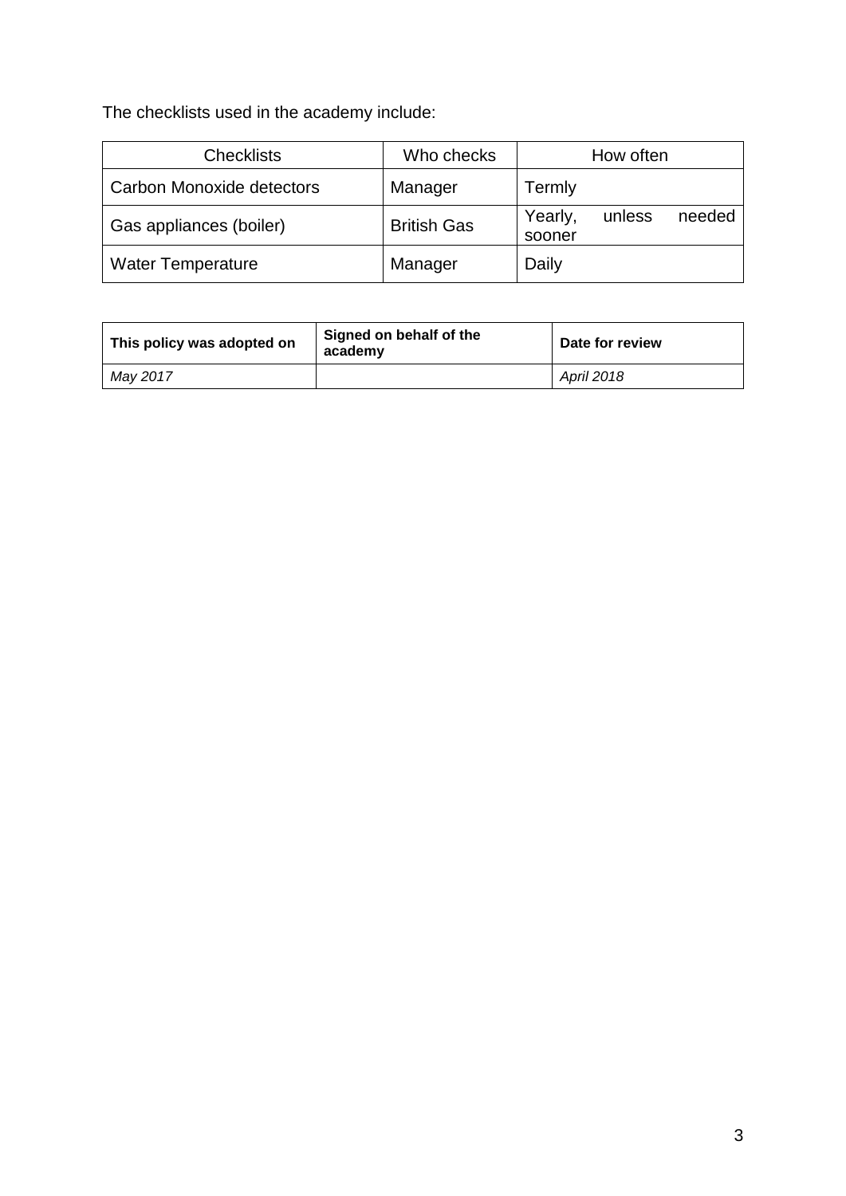The checklists used in the academy include:

| Checklists | Who checks | How often |
| --- | --- | --- |
| Carbon Monoxide detectors | Manager | Termly |
| Gas appliances (boiler) | British Gas | Yearly, unless needed sooner |
| Water Temperature | Manager | Daily |

| **This policy was adopted on** | **Signed on behalf of the academy** | **Date for review** |
| --- | --- | --- |
| *May 2017* | | *April 2018* |